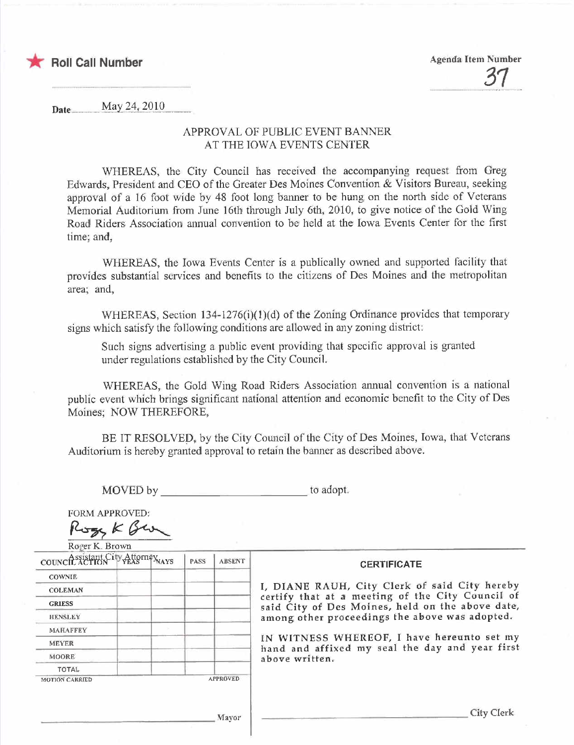★ **Roll Call Number**

Agenda Item Number

37

Date May 24, 2010

## APPROVAL OF PUBLIC EVENT BANNER AT THE IOWA EVENTS CENTER

WHEREAS, the City Council has received the accompanying request from Greg Edwards, President and CEO of the Greater Des Moines Convention & Visitors Bureau, seeking approval of a 16 foot wide by 48 foot long banner to be hung on the north side of Veterans Memorial Auditorium from June 16th through July 6th, 2010, to give notice of the Gold Wing Road Riders Association annual convention to be held at the Iowa Events Center for the first time; and,

WHEREAS, the Iowa Events Center is a publically owned and supported facility that provides substantial services and benefits to the citizens of Des Moines and the metropolitan area; and,

WHEREAS, Section 134-1276(i)(1)(d) of the Zoning Ordinance provides that temporary signs which satisfy the following conditions are allowed in any zoning district:

> Such signs advertising a public event providing that specific approval is granted under regulations established by the City Council.

WHEREAS, the Gold Wing Road Riders Association annual convention is a national public event which brings significant national attention and economic benefit to the City of Des Moines; NOW THEREFORE,

BE IT RESOLVED, by the City Council of the City of Des Moines, Iowa, that Veterans Auditorium is hereby granted approval to retain the banner as described above.

MOVED by ________________________ to adopt.

FORM APPROVED:

Roger K. Brown
Assistant City Attorney

| COUNCIL ACTION | YEAS | NAYS | PASS | ABSENT |
|---|---|---|---|---|
| COWNIE | | | | |
| COLEMAN | | | | |
| GRIESS | | | | |
| HENSLEY | | | | |
| MAHAFFEY | | | | |
| MEYER | | | | |
| MOORE | | | | |
| TOTAL | | | | |

MOTION CARRIED APPROVED

________________________ Mayor

**CERTIFICATE**

I, DIANE RAUH, City Clerk of said City hereby certify that at a meeting of the City Council of said City of Des Moines, held on the above date, among other proceedings the above was adopted.

IN WITNESS WHEREOF, I have hereunto set my hand and affixed my seal the day and year first above written.

________________________ City Clerk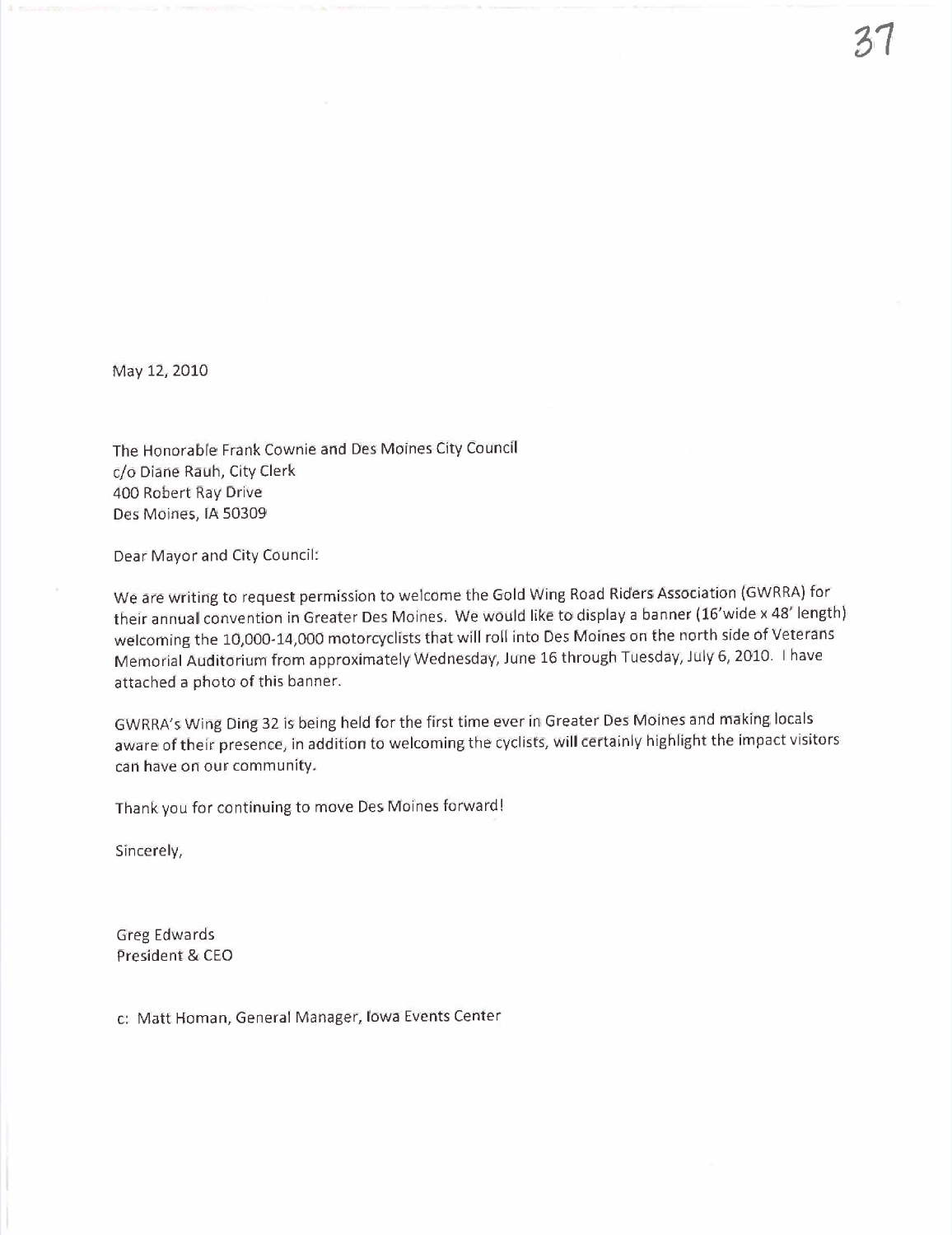May 12, 2010

The Honorable Frank Cownie and Des Moines City Council
c/o Diane Rauh, City Clerk
400 Robert Ray Drive
Des Moines, IA 50309

Dear Mayor and City Council:

We are writing to request permission to welcome the Gold Wing Road Riders Association (GWRRA) for their annual convention in Greater Des Moines. We would like to display a banner (16'wide x 48' length) welcoming the 10,000-14,000 motorcyclists that will roll into Des Moines on the north side of Veterans Memorial Auditorium from approximately Wednesday, June 16 through Tuesday, July 6, 2010. I have attached a photo of this banner.

GWRRA's Wing Ding 32 is being held for the first time ever in Greater Des Moines and making locals aware of their presence, in addition to welcoming the cyclists, will certainly highlight the impact visitors can have on our community.

Thank you for continuing to move Des Moines forward!

Sincerely,

Greg Edwards
President & CEO

c: Matt Homan, General Manager, Iowa Events Center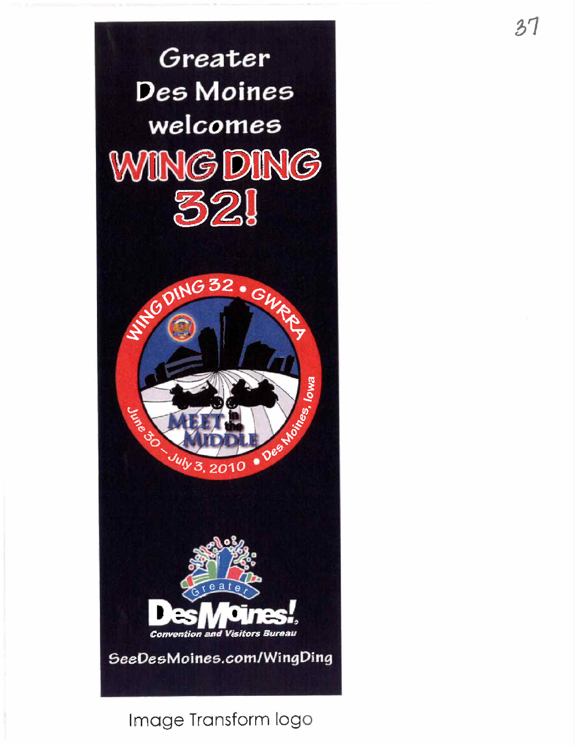Greater
Des Moines
welcomes

WING DING
32!

WING DING 32 • GWRRA

MEET in the MIDDLE

June 30 – July 3, 2010 • Des Moines, Iowa

Greater
Des Moines!
Convention and Visitors Bureau

SeeDesMoines.com/WingDing

Image Transform logo